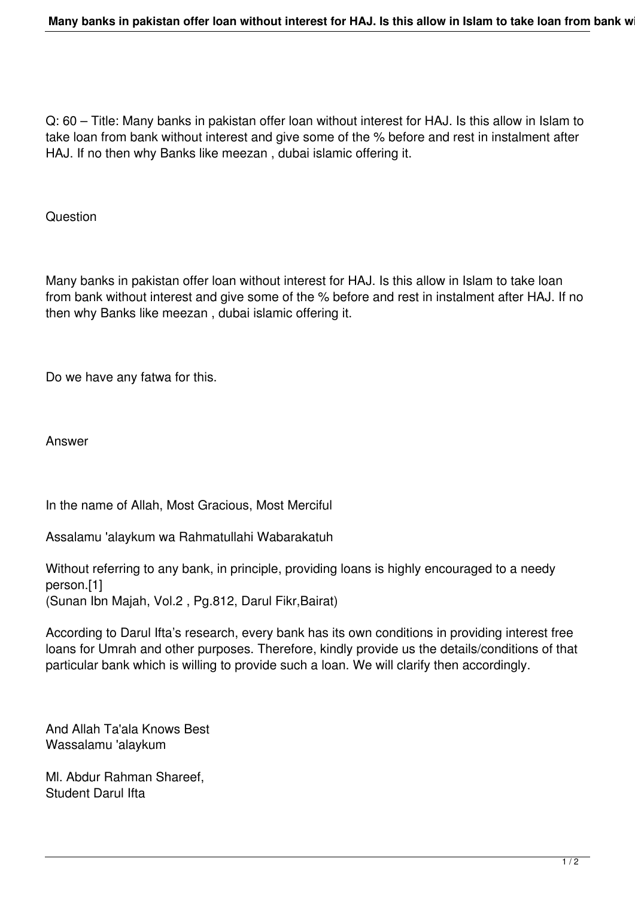Q: 60 – Title: Many banks in pakistan offer loan without interest for HAJ. Is this allow in Islam to take loan from bank without interest and give some of the % before and rest in instalment after HAJ. If no then why Banks like meezan , dubai islamic offering it.

## Question

Many banks in pakistan offer loan without interest for HAJ. Is this allow in Islam to take loan from bank without interest and give some of the % before and rest in instalment after HAJ. If no then why Banks like meezan , dubai islamic offering it.

Do we have any fatwa for this.

## Answer

In the name of Allah, Most Gracious, Most Merciful

Assalamu 'alaykum wa Rahmatullahi Wabarakatuh

Without referring to any bank, in principle, providing loans is highly encouraged to a needy person.[1]
(Sunan Ibn Majah, Vol.2 , Pg.812, Darul Fikr,Bairat)

According to Darul Ifta's research, every bank has its own conditions in providing interest free loans for Umrah and other purposes. Therefore, kindly provide us the details/conditions of that particular bank which is willing to provide such a loan. We will clarify then accordingly.

And Allah Ta'ala Knows Best
Wassalamu 'alaykum

Ml. Abdur Rahman Shareef,
Student Darul Ifta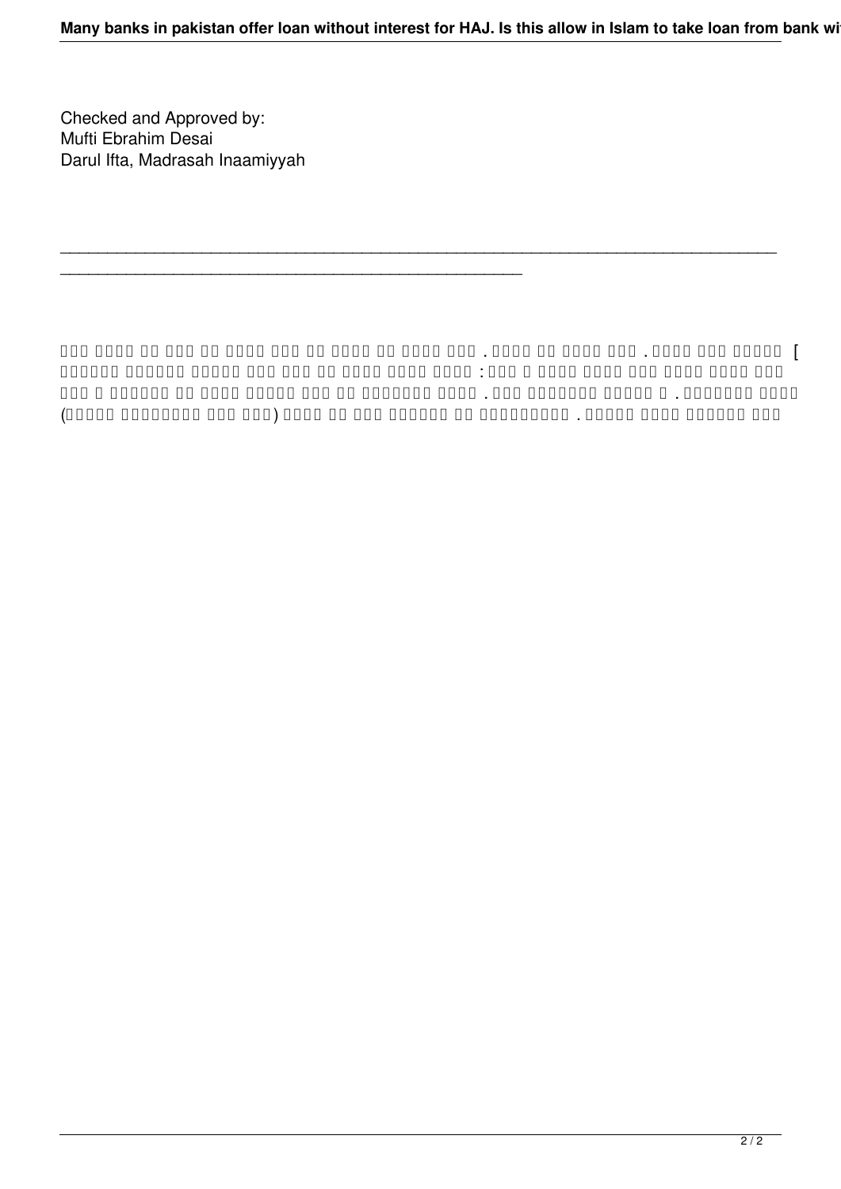Checked and Approved by:
Mufti Ebrahim Desai
Darul Ifta, Madrasah Inaamiyyah

---